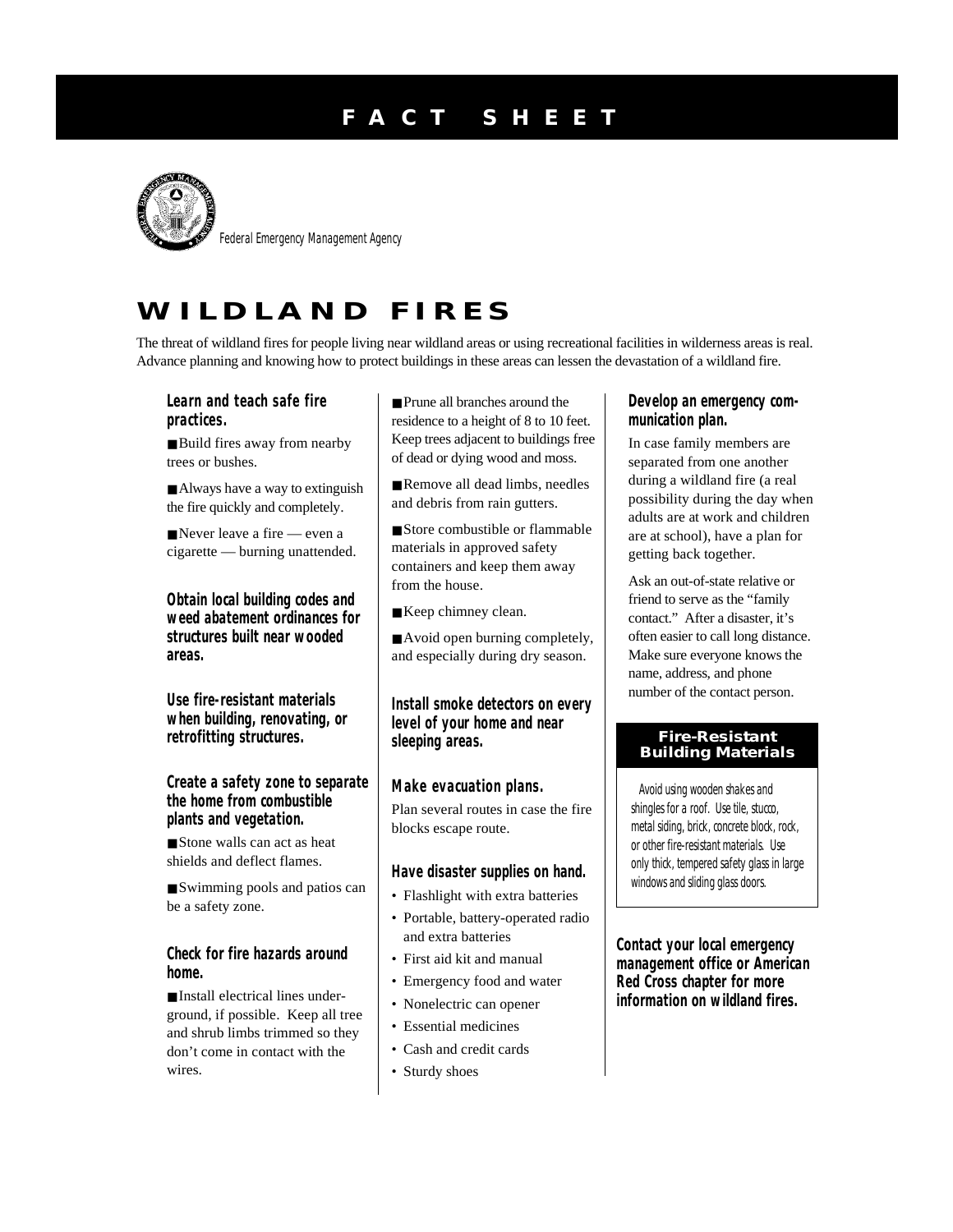# FACT SHEET

Federal Emergency Management Agency

## WILDLAND FIRES

The threat of wildland fires for people living near wildland areas or using recreational facilities in wilderness areas is real. Advance planning and knowing how to protect buildings in these areas can lessen the devastation of a wildland fire.

### Learn and teach safe fire practices.

- Build fires away from nearby trees or bushes.
- Always have a way to extinguish the fire quickly and completely.
- Never leave a fire — even a cigarette — burning unattended.

### Obtain local building codes and weed abatement ordinances for structures built near wooded areas.

### Use fire-resistant materials when building, renovating, or retrofitting structures.

### Create a safety zone to separate the home from combustible plants and vegetation.

- Stone walls can act as heat shields and deflect flames.
- Swimming pools and patios can be a safety zone.

### Check for fire hazards around home.

- Install electrical lines underground, if possible. Keep all tree and shrub limbs trimmed so they don't come in contact with the wires.
- Prune all branches around the residence to a height of 8 to 10 feet. Keep trees adjacent to buildings free of dead or dying wood and moss.
- Remove all dead limbs, needles and debris from rain gutters.
- Store combustible or flammable materials in approved safety containers and keep them away from the house.
- Keep chimney clean.
- Avoid open burning completely, and especially during dry season.

### Install smoke detectors on every level of your home and near sleeping areas.

### Make evacuation plans.

Plan several routes in case the fire blocks escape route.

### Have disaster supplies on hand.

- Flashlight with extra batteries
- Portable, battery-operated radio and extra batteries
- First aid kit and manual
- Emergency food and water
- Nonelectric can opener
- Essential medicines
- Cash and credit cards
- Sturdy shoes

### Develop an emergency communication plan.

In case family members are separated from one another during a wildland fire (a real possibility during the day when adults are at work and children are at school), have a plan for getting back together.

Ask an out-of-state relative or friend to serve as the "family contact." After a disaster, it's often easier to call long distance. Make sure everyone knows the name, address, and phone number of the contact person.

#### Fire-Resistant Building Materials

Avoid using wooden shakes and shingles for a roof. Use tile, stucco, metal siding, brick, concrete block, rock, or other fire-resistant materials. Use only thick, tempered safety glass in large windows and sliding glass doors.

**Contact your local emergency management office or American Red Cross chapter for more information on wildland fires.**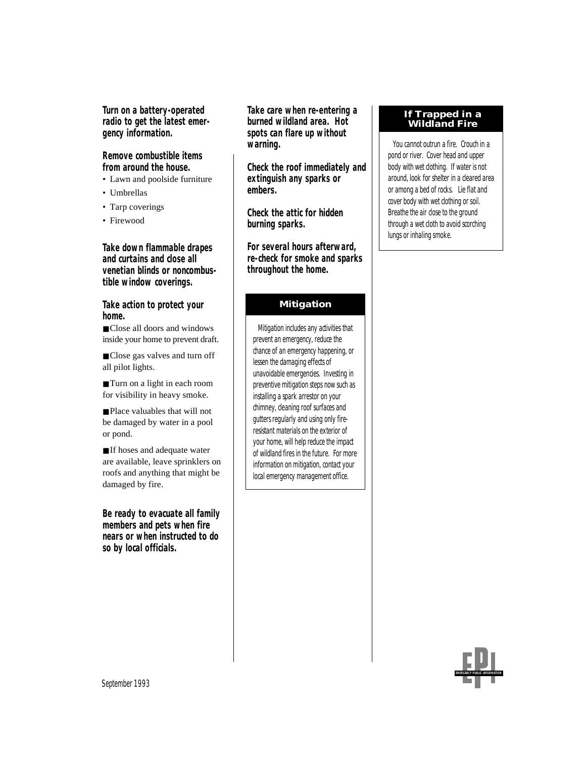**Turn on a battery-operated radio to get the latest emergency information.**

**Remove combustible items from around the house.**

- Lawn and poolside furniture
- Umbrellas
- Tarp coverings
- Firewood

**Take down flammable drapes and curtains and close all venetian blinds or noncombustible window coverings.**

**Take action to protect your home.**

- Close all doors and windows inside your home to prevent draft.
- Close gas valves and turn off all pilot lights.
- Turn on a light in each room for visibility in heavy smoke.
- Place valuables that will not be damaged by water in a pool or pond.
- If hoses and adequate water are available, leave sprinklers on roofs and anything that might be damaged by fire.

**Be ready to evacuate all family members and pets when fire nears or when instructed to do so by local officials.**

**Take care when re-entering a burned wildland area. Hot spots can flare up without warning.**

**Check the roof immediately and extinguish any sparks or embers.**

**Check the attic for hidden burning sparks.**

**For several hours afterward, re-check for smoke and sparks throughout the home.**

## Mitigation

Mitigation includes any activities that prevent an emergency, reduce the chance of an emergency happening, or lessen the damaging effects of unavoidable emergencies. Investing in preventive mitigation steps now such as installing a spark arrestor on your chimney, cleaning roof surfaces and gutters regularly and using only fire-resistant materials on the exterior of your home, will help reduce the impact of wildland fires in the future. For more information on mitigation, contact your local emergency management office.

## If Trapped in a Wildland Fire

You cannot outrun a fire. Crouch in a pond or river. Cover head and upper body with wet clothing. If water is not around, look for shelter in a cleared area or among a bed of rocks. Lie flat and cover body with wet clothing or soil. Breathe the air close to the ground through a wet cloth to avoid scorching lungs or inhaling smoke.

September 1993

EPI EMERGENCY PUBLIC INFORMATION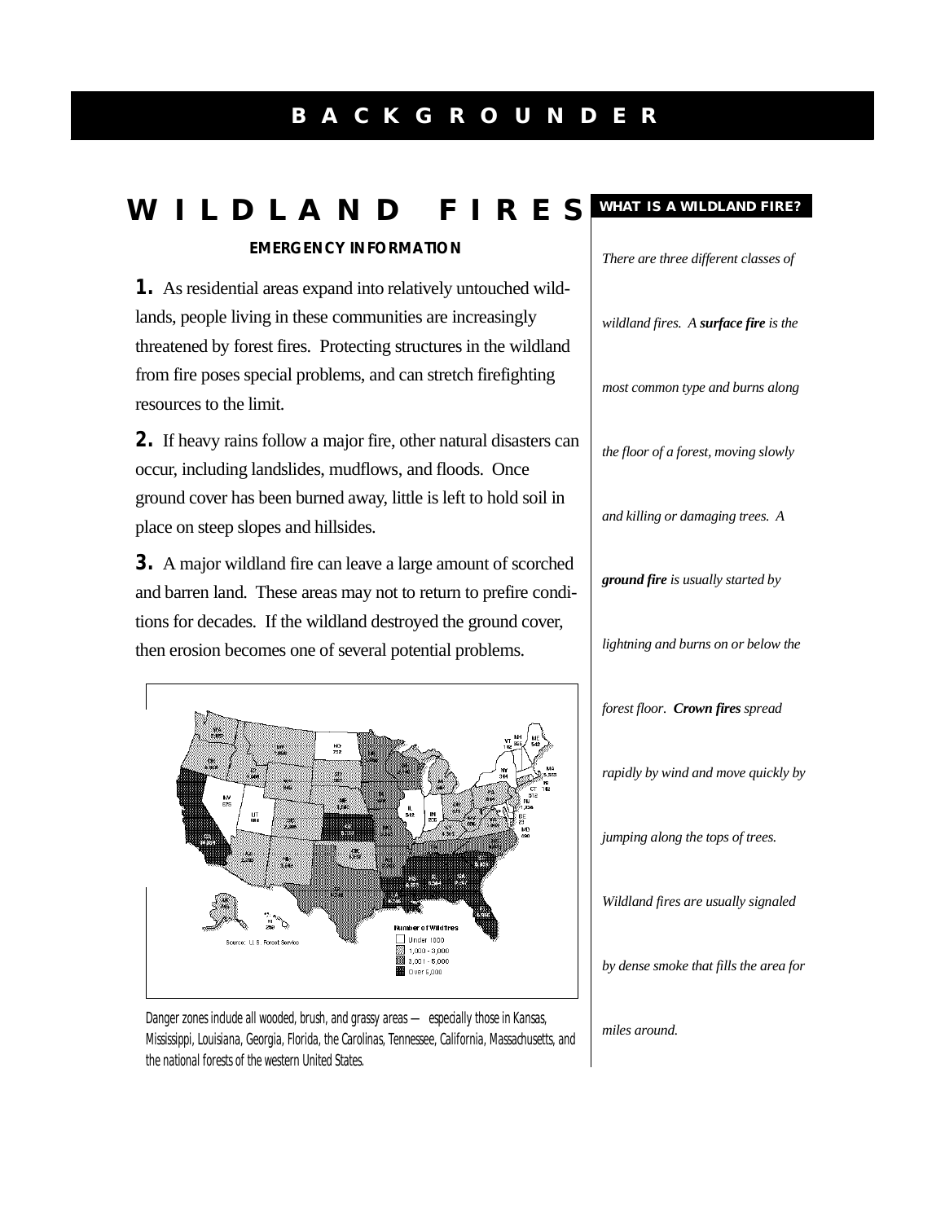# BACKGROUNDER

## WILDLAND FIRES

### EMERGENCY INFORMATION

**1.** As residential areas expand into relatively untouched wildlands, people living in these communities are increasingly threatened by forest fires. Protecting structures in the wildland from fire poses special problems, and can stretch firefighting resources to the limit.

**2.** If heavy rains follow a major fire, other natural disasters can occur, including landslides, mudflows, and floods. Once ground cover has been burned away, little is left to hold soil in place on steep slopes and hillsides.

**3.** A major wildland fire can leave a large amount of scorched and barren land. These areas may not to return to prefire conditions for decades. If the wildland destroyed the ground cover, then erosion becomes one of several potential problems.

Danger zones include all wooded, brush, and grassy areas — especially those in Kansas, Mississippi, Louisiana, Georgia, Florida, the Carolinas, Tennessee, California, Massachusetts, and the national forests of the western United States.

### WHAT IS A WILDLAND FIRE?

*There are three different classes of wildland fires. A **surface fire** is the most common type and burns along the floor of a forest, moving slowly and killing or damaging trees. A **ground fire** is usually started by lightning and burns on or below the forest floor. **Crown fires** spread rapidly by wind and move quickly by jumping along the tops of trees. Wildland fires are usually signaled by dense smoke that fills the area for miles around.*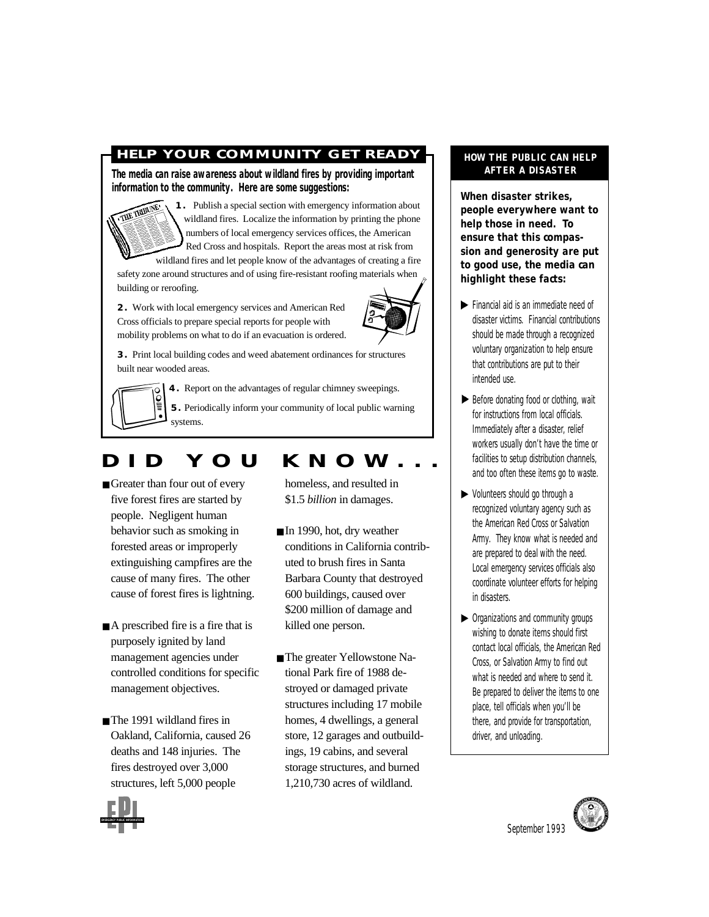## HELP YOUR COMMUNITY GET READY

**The media can raise awareness about wildland fires by providing important information to the community. Here are some suggestions:**

**1.** Publish a special section with emergency information about wildland fires. Localize the information by printing the phone numbers of local emergency services offices, the American Red Cross and hospitals. Report the areas most at risk from wildland fires and let people know of the advantages of creating a fire safety zone around structures and of using fire-resistant roofing materials when building or reroofing.

**2.** Work with local emergency services and American Red Cross officials to prepare special reports for people with mobility problems on what to do if an evacuation is ordered.

**3.** Print local building codes and weed abatement ordinances for structures built near wooded areas.

**4.** Report on the advantages of regular chimney sweepings.

**5.** Periodically inform your community of local public warning systems.

# DID YOU KNOW...

- Greater than four out of every five forest fires are started by people. Negligent human behavior such as smoking in forested areas or improperly extinguishing campfires are the cause of many fires. The other cause of forest fires is lightning.
- A prescribed fire is a fire that is purposely ignited by land management agencies under controlled conditions for specific management objectives.
- The 1991 wildland fires in Oakland, California, caused 26 deaths and 148 injuries. The fires destroyed over 3,000 structures, left 5,000 people homeless, and resulted in $1.5 *billion* in damages.
- In 1990, hot, dry weather conditions in California contributed to brush fires in Santa Barbara County that destroyed 600 buildings, caused over $200 million of damage and killed one person.
- The greater Yellowstone National Park fire of 1988 destroyed or damaged private structures including 17 mobile homes, 4 dwellings, a general store, 12 garages and outbuildings, 19 cabins, and several storage structures, and burned 1,210,730 acres of wildland.

## HOW THE PUBLIC CAN HELP AFTER A DISASTER

**When disaster strikes, people everywhere want to help those in need. To ensure that this compassion and generosity are put to good use, the media can highlight these facts:**

- Financial aid is an immediate need of disaster victims. Financial contributions should be made through a recognized voluntary organization to help ensure that contributions are put to their intended use.
- Before donating food or clothing, wait for instructions from local officials. Immediately after a disaster, relief workers usually don't have the time or facilities to setup distribution channels, and too often these items go to waste.
- Volunteers should go through a recognized voluntary agency such as the American Red Cross or Salvation Army. They know what is needed and are prepared to deal with the need. Local emergency services officials also coordinate volunteer efforts for helping in disasters.
- Organizations and community groups wishing to donate items should first contact local officials, the American Red Cross, or Salvation Army to find out what is needed and where to send it. Be prepared to deliver the items to one place, tell officials when you'll be there, and provide for transportation, driver, and unloading.

September 1993